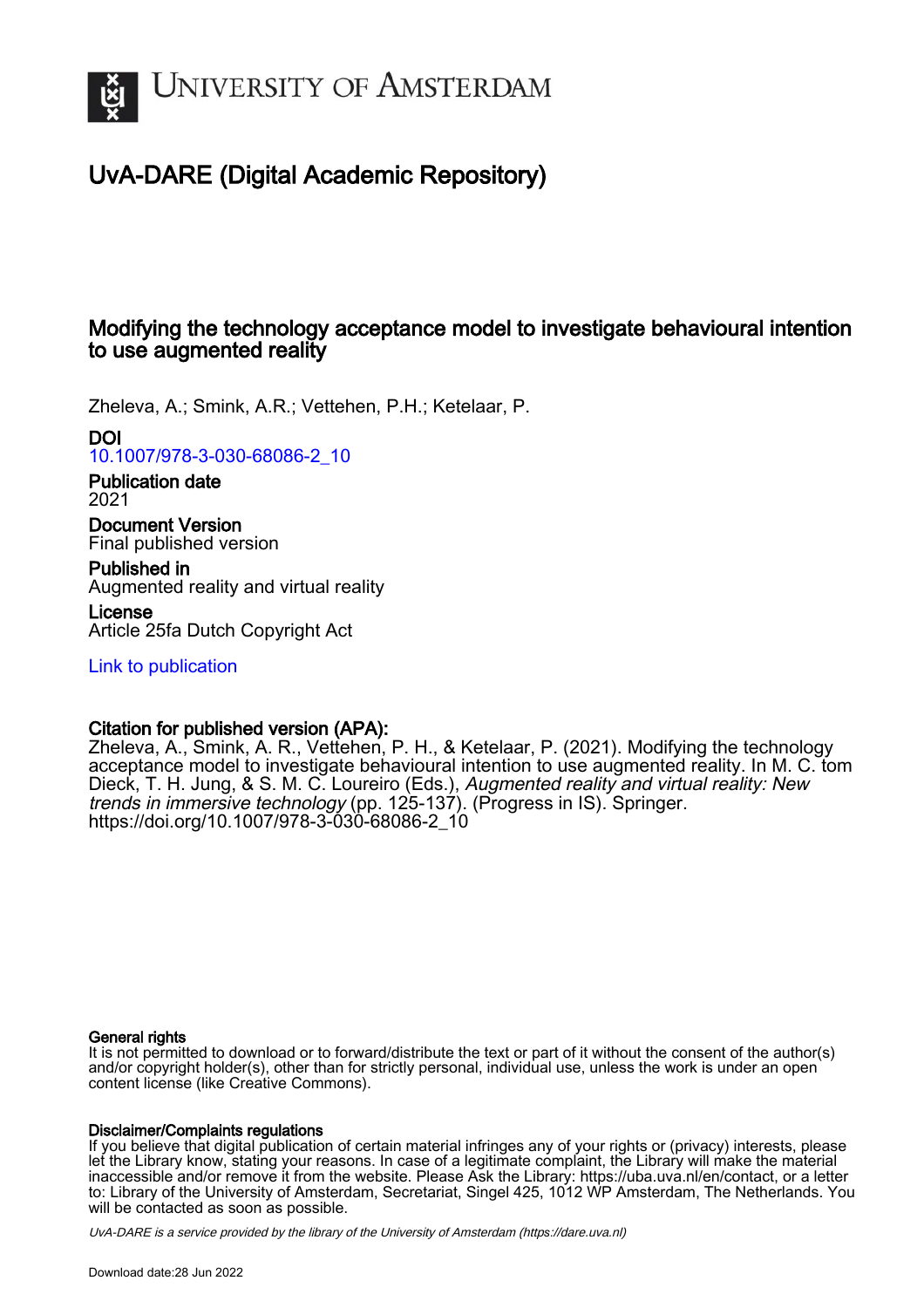# UNIVERSITY OF AMSTERDAM

## UvA-DARE (Digital Academic Repository)

### Modifying the technology acceptance model to investigate behavioural intention to use augmented reality

Zheleva, A.; Smink, A.R.; Vettehen, P.H.; Ketelaar, P.

**DOI**
10.1007/978-3-030-68086-2_10

**Publication date**
2021

**Document Version**
Final published version

**Published in**
Augmented reality and virtual reality

**License**
Article 25fa Dutch Copyright Act

Link to publication

**Citation for published version (APA):**
Zheleva, A., Smink, A. R., Vettehen, P. H., & Ketelaar, P. (2021). Modifying the technology acceptance model to investigate behavioural intention to use augmented reality. In M. C. tom Dieck, T. H. Jung, & S. M. C. Loureiro (Eds.), *Augmented reality and virtual reality: New trends in immersive technology* (pp. 125-137). (Progress in IS). Springer. https://doi.org/10.1007/978-3-030-68086-2_10

**General rights**
It is not permitted to download or to forward/distribute the text or part of it without the consent of the author(s) and/or copyright holder(s), other than for strictly personal, individual use, unless the work is under an open content license (like Creative Commons).

**Disclaimer/Complaints regulations**
If you believe that digital publication of certain material infringes any of your rights or (privacy) interests, please let the Library know, stating your reasons. In case of a legitimate complaint, the Library will make the material inaccessible and/or remove it from the website. Please Ask the Library: https://uba.uva.nl/en/contact, or a letter to: Library of the University of Amsterdam, Secretariat, Singel 425, 1012 WP Amsterdam, The Netherlands. You will be contacted as soon as possible.

*UvA-DARE is a service provided by the library of the University of Amsterdam (https://dare.uva.nl)*

Download date:28 Jun 2022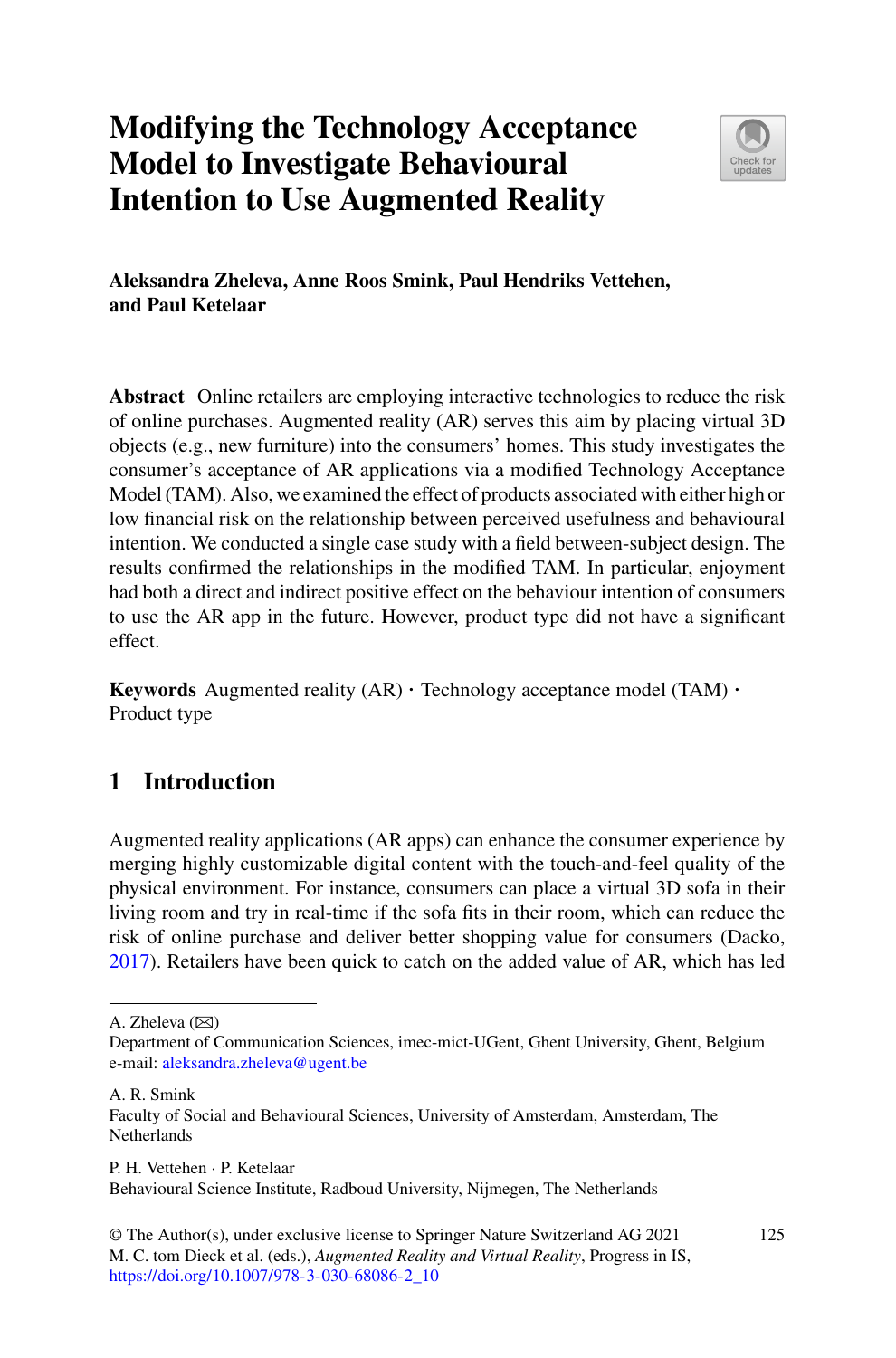# Modifying the Technology Acceptance Model to Investigate Behavioural Intention to Use Augmented Reality

**Aleksandra Zheleva, Anne Roos Smink, Paul Hendriks Vettehen, and Paul Ketelaar**

**Abstract** Online retailers are employing interactive technologies to reduce the risk of online purchases. Augmented reality (AR) serves this aim by placing virtual 3D objects (e.g., new furniture) into the consumers' homes. This study investigates the consumer's acceptance of AR applications via a modified Technology Acceptance Model (TAM). Also, we examined the effect of products associated with either high or low financial risk on the relationship between perceived usefulness and behavioural intention. We conducted a single case study with a field between-subject design. The results confirmed the relationships in the modified TAM. In particular, enjoyment had both a direct and indirect positive effect on the behaviour intention of consumers to use the AR app in the future. However, product type did not have a significant effect.

**Keywords** Augmented reality (AR) · Technology acceptance model (TAM) · Product type

## 1 Introduction

Augmented reality applications (AR apps) can enhance the consumer experience by merging highly customizable digital content with the touch-and-feel quality of the physical environment. For instance, consumers can place a virtual 3D sofa in their living room and try in real-time if the sofa fits in their room, which can reduce the risk of online purchase and deliver better shopping value for consumers (Dacko, 2017). Retailers have been quick to catch on the added value of AR, which has led

---

A. Zheleva (✉)
Department of Communication Sciences, imec-mict-UGent, Ghent University, Ghent, Belgium
e-mail: aleksandra.zheleva@ugent.be

A. R. Smink
Faculty of Social and Behavioural Sciences, University of Amsterdam, Amsterdam, The Netherlands

P. H. Vettehen · P. Ketelaar
Behavioural Science Institute, Radboud University, Nijmegen, The Netherlands

© The Author(s), under exclusive license to Springer Nature Switzerland AG 2021
M. C. tom Dieck et al. (eds.), *Augmented Reality and Virtual Reality*, Progress in IS,
https://doi.org/10.1007/978-3-030-68086-2_10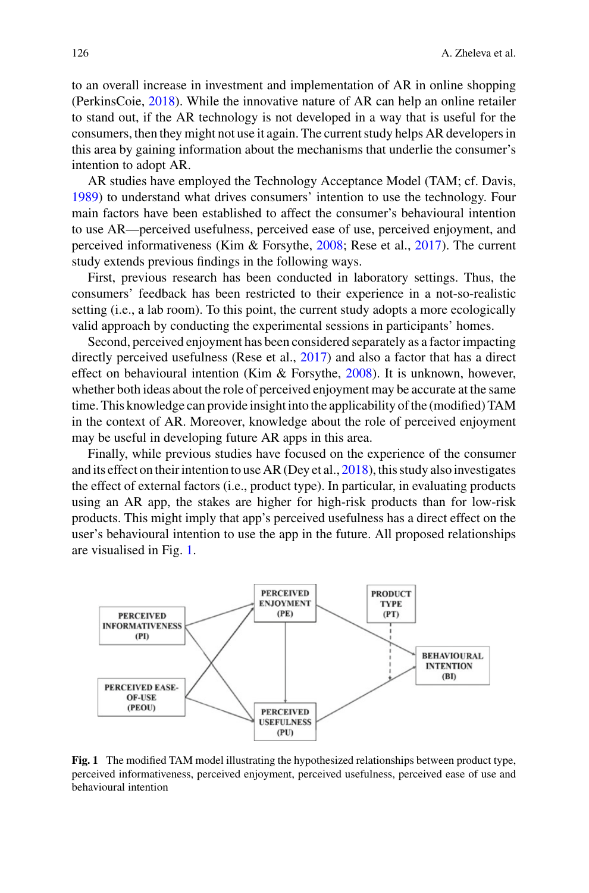to an overall increase in investment and implementation of AR in online shopping (PerkinsCoie, 2018). While the innovative nature of AR can help an online retailer to stand out, if the AR technology is not developed in a way that is useful for the consumers, then they might not use it again. The current study helps AR developers in this area by gaining information about the mechanisms that underlie the consumer's intention to adopt AR.

AR studies have employed the Technology Acceptance Model (TAM; cf. Davis, 1989) to understand what drives consumers' intention to use the technology. Four main factors have been established to affect the consumer's behavioural intention to use AR—perceived usefulness, perceived ease of use, perceived enjoyment, and perceived informativeness (Kim & Forsythe, 2008; Rese et al., 2017). The current study extends previous findings in the following ways.

First, previous research has been conducted in laboratory settings. Thus, the consumers' feedback has been restricted to their experience in a not-so-realistic setting (i.e., a lab room). To this point, the current study adopts a more ecologically valid approach by conducting the experimental sessions in participants' homes.

Second, perceived enjoyment has been considered separately as a factor impacting directly perceived usefulness (Rese et al., 2017) and also a factor that has a direct effect on behavioural intention (Kim & Forsythe, 2008). It is unknown, however, whether both ideas about the role of perceived enjoyment may be accurate at the same time. This knowledge can provide insight into the applicability of the (modified) TAM in the context of AR. Moreover, knowledge about the role of perceived enjoyment may be useful in developing future AR apps in this area.

Finally, while previous studies have focused on the experience of the consumer and its effect on their intention to use AR (Dey et al., 2018), this study also investigates the effect of external factors (i.e., product type). In particular, in evaluating products using an AR app, the stakes are higher for high-risk products than for low-risk products. This might imply that app's perceived usefulness has a direct effect on the user's behavioural intention to use the app in the future. All proposed relationships are visualised in Fig. 1.

**Fig. 1** The modified TAM model illustrating the hypothesized relationships between product type, perceived informativeness, perceived enjoyment, perceived usefulness, perceived ease of use and behavioural intention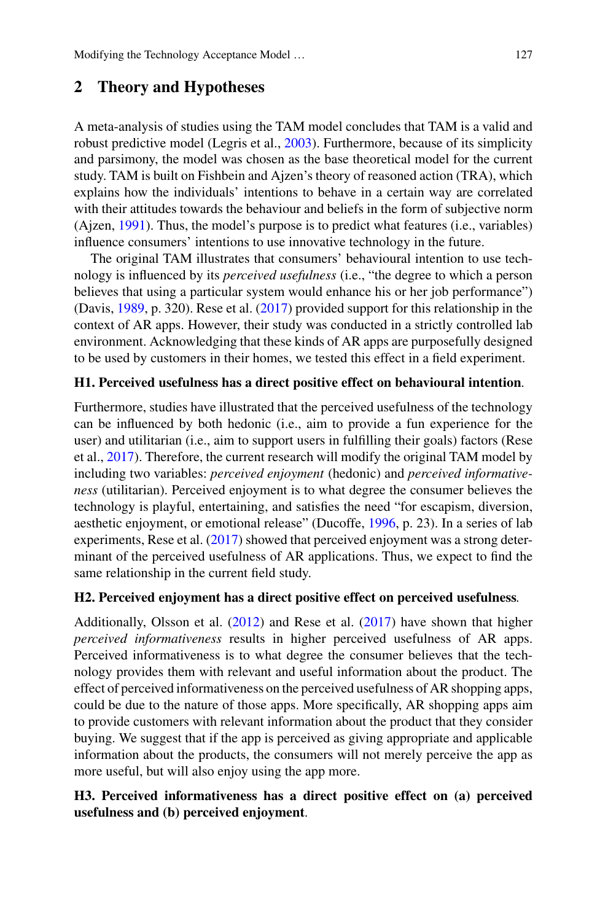## 2 Theory and Hypotheses

A meta-analysis of studies using the TAM model concludes that TAM is a valid and robust predictive model (Legris et al., 2003). Furthermore, because of its simplicity and parsimony, the model was chosen as the base theoretical model for the current study. TAM is built on Fishbein and Ajzen's theory of reasoned action (TRA), which explains how the individuals' intentions to behave in a certain way are correlated with their attitudes towards the behaviour and beliefs in the form of subjective norm (Ajzen, 1991). Thus, the model's purpose is to predict what features (i.e., variables) influence consumers' intentions to use innovative technology in the future.

The original TAM illustrates that consumers' behavioural intention to use technology is influenced by its *perceived usefulness* (i.e., "the degree to which a person believes that using a particular system would enhance his or her job performance") (Davis, 1989, p. 320). Rese et al. (2017) provided support for this relationship in the context of AR apps. However, their study was conducted in a strictly controlled lab environment. Acknowledging that these kinds of AR apps are purposefully designed to be used by customers in their homes, we tested this effect in a field experiment.

**H1. Perceived usefulness has a direct positive effect on behavioural intention**.

Furthermore, studies have illustrated that the perceived usefulness of the technology can be influenced by both hedonic (i.e., aim to provide a fun experience for the user) and utilitarian (i.e., aim to support users in fulfilling their goals) factors (Rese et al., 2017). Therefore, the current research will modify the original TAM model by including two variables: *perceived enjoyment* (hedonic) and *perceived informativeness* (utilitarian). Perceived enjoyment is to what degree the consumer believes the technology is playful, entertaining, and satisfies the need "for escapism, diversion, aesthetic enjoyment, or emotional release" (Ducoffe, 1996, p. 23). In a series of lab experiments, Rese et al. (2017) showed that perceived enjoyment was a strong determinant of the perceived usefulness of AR applications. Thus, we expect to find the same relationship in the current field study.

**H2. Perceived enjoyment has a direct positive effect on perceived usefulness**.

Additionally, Olsson et al. (2012) and Rese et al. (2017) have shown that higher *perceived informativeness* results in higher perceived usefulness of AR apps. Perceived informativeness is to what degree the consumer believes that the technology provides them with relevant and useful information about the product. The effect of perceived informativeness on the perceived usefulness of AR shopping apps, could be due to the nature of those apps. More specifically, AR shopping apps aim to provide customers with relevant information about the product that they consider buying. We suggest that if the app is perceived as giving appropriate and applicable information about the products, the consumers will not merely perceive the app as more useful, but will also enjoy using the app more.

**H3. Perceived informativeness has a direct positive effect on (a) perceived usefulness and (b) perceived enjoyment**.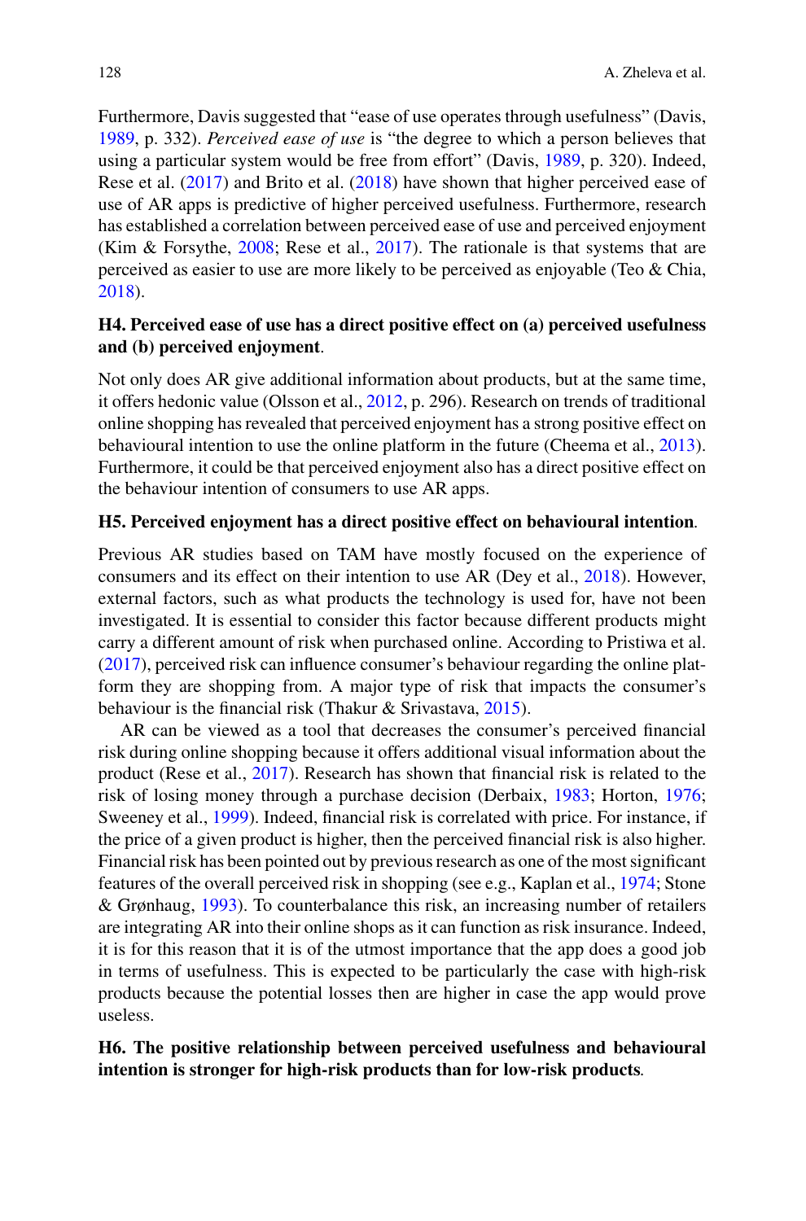Furthermore, Davis suggested that "ease of use operates through usefulness" (Davis, 1989, p. 332). *Perceived ease of use* is "the degree to which a person believes that using a particular system would be free from effort" (Davis, 1989, p. 320). Indeed, Rese et al. (2017) and Brito et al. (2018) have shown that higher perceived ease of use of AR apps is predictive of higher perceived usefulness. Furthermore, research has established a correlation between perceived ease of use and perceived enjoyment (Kim & Forsythe, 2008; Rese et al., 2017). The rationale is that systems that are perceived as easier to use are more likely to be perceived as enjoyable (Teo & Chia, 2018).

**H4. Perceived ease of use has a direct positive effect on (a) perceived usefulness and (b) perceived enjoyment**.

Not only does AR give additional information about products, but at the same time, it offers hedonic value (Olsson et al., 2012, p. 296). Research on trends of traditional online shopping has revealed that perceived enjoyment has a strong positive effect on behavioural intention to use the online platform in the future (Cheema et al., 2013). Furthermore, it could be that perceived enjoyment also has a direct positive effect on the behaviour intention of consumers to use AR apps.

**H5. Perceived enjoyment has a direct positive effect on behavioural intention**.

Previous AR studies based on TAM have mostly focused on the experience of consumers and its effect on their intention to use AR (Dey et al., 2018). However, external factors, such as what products the technology is used for, have not been investigated. It is essential to consider this factor because different products might carry a different amount of risk when purchased online. According to Pristiwa et al. (2017), perceived risk can influence consumer's behaviour regarding the online platform they are shopping from. A major type of risk that impacts the consumer's behaviour is the financial risk (Thakur & Srivastava, 2015).

AR can be viewed as a tool that decreases the consumer's perceived financial risk during online shopping because it offers additional visual information about the product (Rese et al., 2017). Research has shown that financial risk is related to the risk of losing money through a purchase decision (Derbaix, 1983; Horton, 1976; Sweeney et al., 1999). Indeed, financial risk is correlated with price. For instance, if the price of a given product is higher, then the perceived financial risk is also higher. Financial risk has been pointed out by previous research as one of the most significant features of the overall perceived risk in shopping (see e.g., Kaplan et al., 1974; Stone & Grønhaug, 1993). To counterbalance this risk, an increasing number of retailers are integrating AR into their online shops as it can function as risk insurance. Indeed, it is for this reason that it is of the utmost importance that the app does a good job in terms of usefulness. This is expected to be particularly the case with high-risk products because the potential losses then are higher in case the app would prove useless.

**H6. The positive relationship between perceived usefulness and behavioural intention is stronger for high-risk products than for low-risk products**.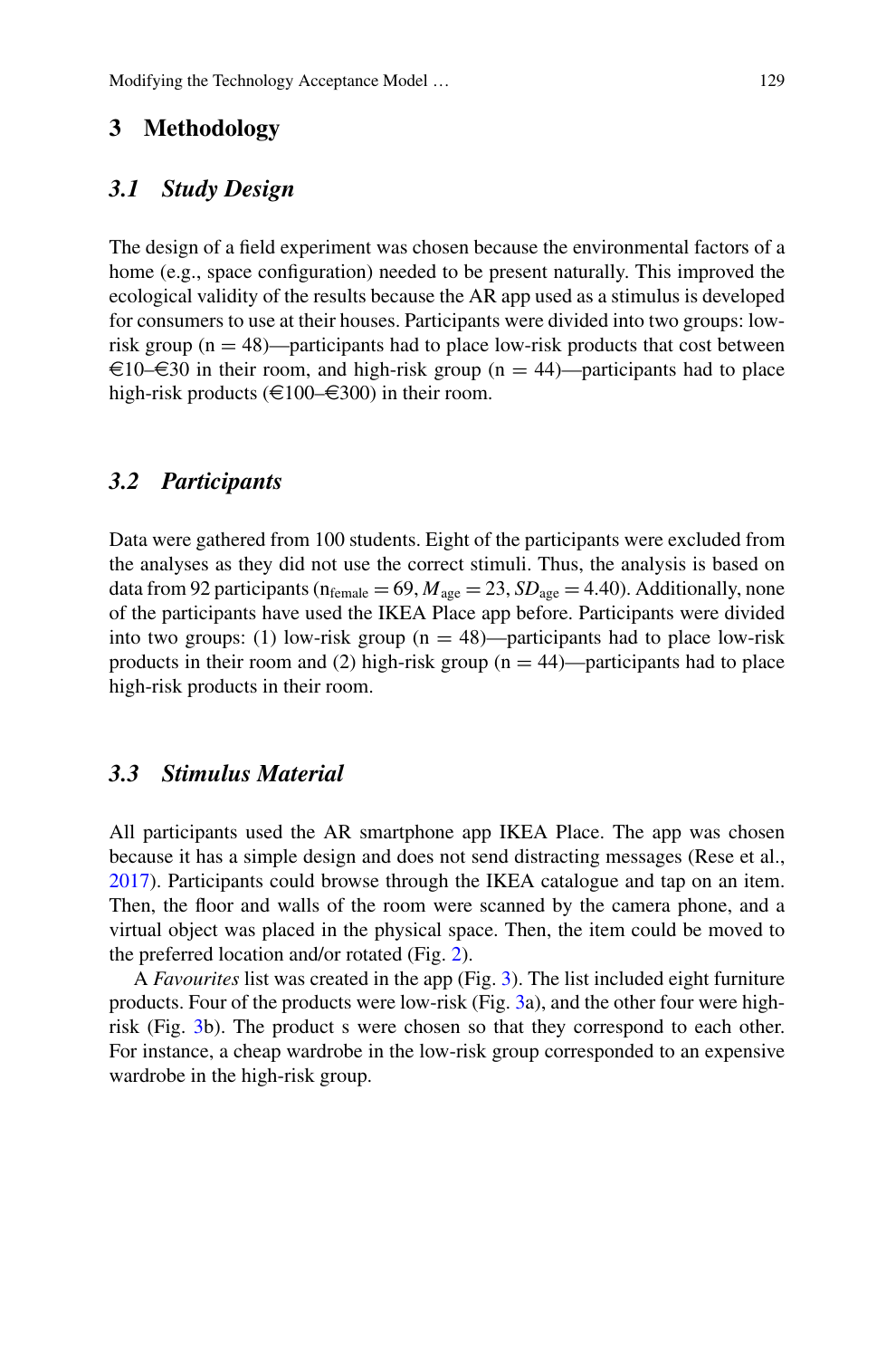## 3 Methodology

### *3.1 Study Design*

The design of a field experiment was chosen because the environmental factors of a home (e.g., space configuration) needed to be present naturally. This improved the ecological validity of the results because the AR app used as a stimulus is developed for consumers to use at their houses. Participants were divided into two groups: low-risk group ($n = 48$)—participants had to place low-risk products that cost between €10–€30 in their room, and high-risk group ($n = 44$)—participants had to place high-risk products (€100–€300) in their room.

### *3.2 Participants*

Data were gathered from 100 students. Eight of the participants were excluded from the analyses as they did not use the correct stimuli. Thus, the analysis is based on data from 92 participants ($n_{female} = 69$, $M_{age} = 23$, $SD_{age} = 4.40$). Additionally, none of the participants have used the IKEA Place app before. Participants were divided into two groups: (1) low-risk group ($n = 48$)—participants had to place low-risk products in their room and (2) high-risk group ($n = 44$)—participants had to place high-risk products in their room.

### *3.3 Stimulus Material*

All participants used the AR smartphone app IKEA Place. The app was chosen because it has a simple design and does not send distracting messages (Rese et al., 2017). Participants could browse through the IKEA catalogue and tap on an item. Then, the floor and walls of the room were scanned by the camera phone, and a virtual object was placed in the physical space. Then, the item could be moved to the preferred location and/or rotated (Fig. 2).

A *Favourites* list was created in the app (Fig. 3). The list included eight furniture products. Four of the products were low-risk (Fig. 3a), and the other four were high-risk (Fig. 3b). The product s were chosen so that they correspond to each other. For instance, a cheap wardrobe in the low-risk group corresponded to an expensive wardrobe in the high-risk group.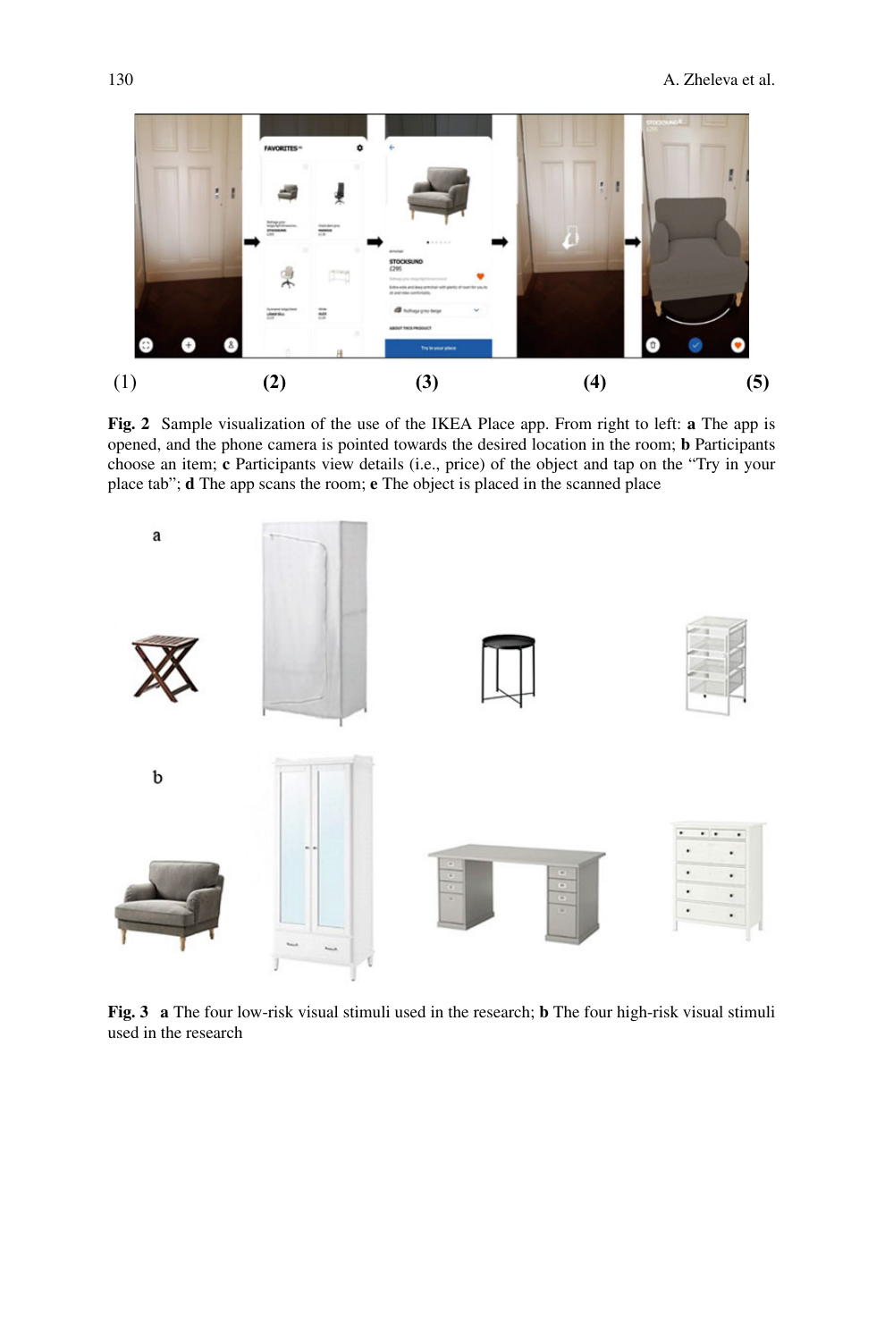(1) **(2)** **(3)** **(4)** **(5)**

**Fig. 2** Sample visualization of the use of the IKEA Place app. From right to left: **a** The app is opened, and the phone camera is pointed towards the desired location in the room; **b** Participants choose an item; **c** Participants view details (i.e., price) of the object and tap on the "Try in your place tab"; **d** The app scans the room; **e** The object is placed in the scanned place

**Fig. 3** **a** The four low-risk visual stimuli used in the research; **b** The four high-risk visual stimuli used in the research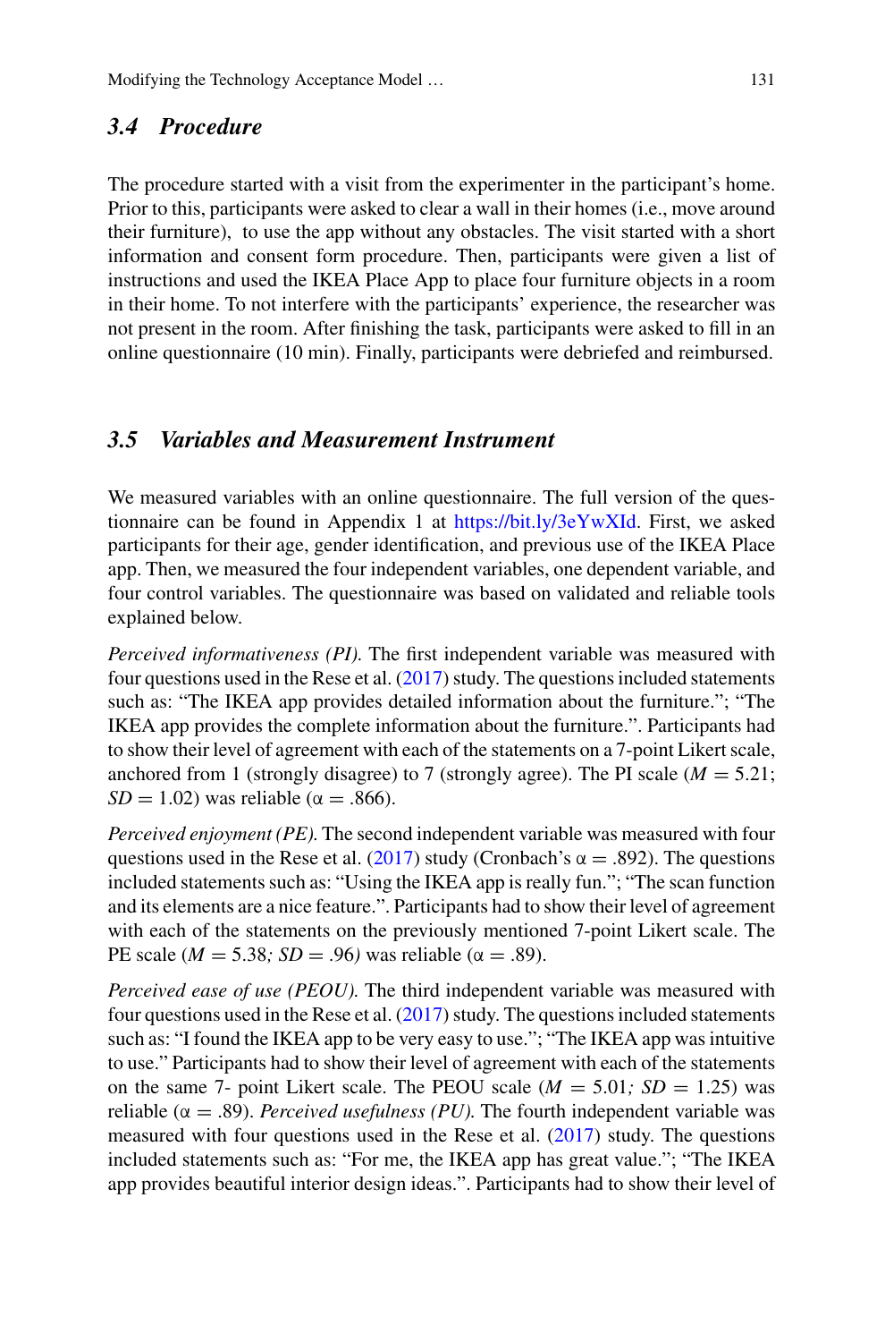### 3.4 Procedure

The procedure started with a visit from the experimenter in the participant's home. Prior to this, participants were asked to clear a wall in their homes (i.e., move around their furniture), to use the app without any obstacles. The visit started with a short information and consent form procedure. Then, participants were given a list of instructions and used the IKEA Place App to place four furniture objects in a room in their home. To not interfere with the participants' experience, the researcher was not present in the room. After finishing the task, participants were asked to fill in an online questionnaire (10 min). Finally, participants were debriefed and reimbursed.

### 3.5 Variables and Measurement Instrument

We measured variables with an online questionnaire. The full version of the questionnaire can be found in Appendix 1 at https://bit.ly/3eYwXId. First, we asked participants for their age, gender identification, and previous use of the IKEA Place app. Then, we measured the four independent variables, one dependent variable, and four control variables. The questionnaire was based on validated and reliable tools explained below.

*Perceived informativeness (PI).* The first independent variable was measured with four questions used in the Rese et al. (2017) study. The questions included statements such as: "The IKEA app provides detailed information about the furniture."; "The IKEA app provides the complete information about the furniture.". Participants had to show their level of agreement with each of the statements on a 7-point Likert scale, anchored from 1 (strongly disagree) to 7 (strongly agree). The PI scale ($M = 5.21$; $SD = 1.02$) was reliable ($\alpha = .866$).

*Perceived enjoyment (PE).* The second independent variable was measured with four questions used in the Rese et al. (2017) study (Cronbach's $\alpha = .892$). The questions included statements such as: "Using the IKEA app is really fun."; "The scan function and its elements are a nice feature.". Participants had to show their level of agreement with each of the statements on the previously mentioned 7-point Likert scale. The PE scale ($M = 5.38$; $SD = .96$) was reliable ($\alpha = .89$).

*Perceived ease of use (PEOU).* The third independent variable was measured with four questions used in the Rese et al. (2017) study. The questions included statements such as: "I found the IKEA app to be very easy to use."; "The IKEA app was intuitive to use." Participants had to show their level of agreement with each of the statements on the same 7- point Likert scale. The PEOU scale ($M = 5.01$; $SD = 1.25$) was reliable ($\alpha = .89$). *Perceived usefulness (PU).* The fourth independent variable was measured with four questions used in the Rese et al. (2017) study. The questions included statements such as: "For me, the IKEA app has great value."; "The IKEA app provides beautiful interior design ideas.". Participants had to show their level of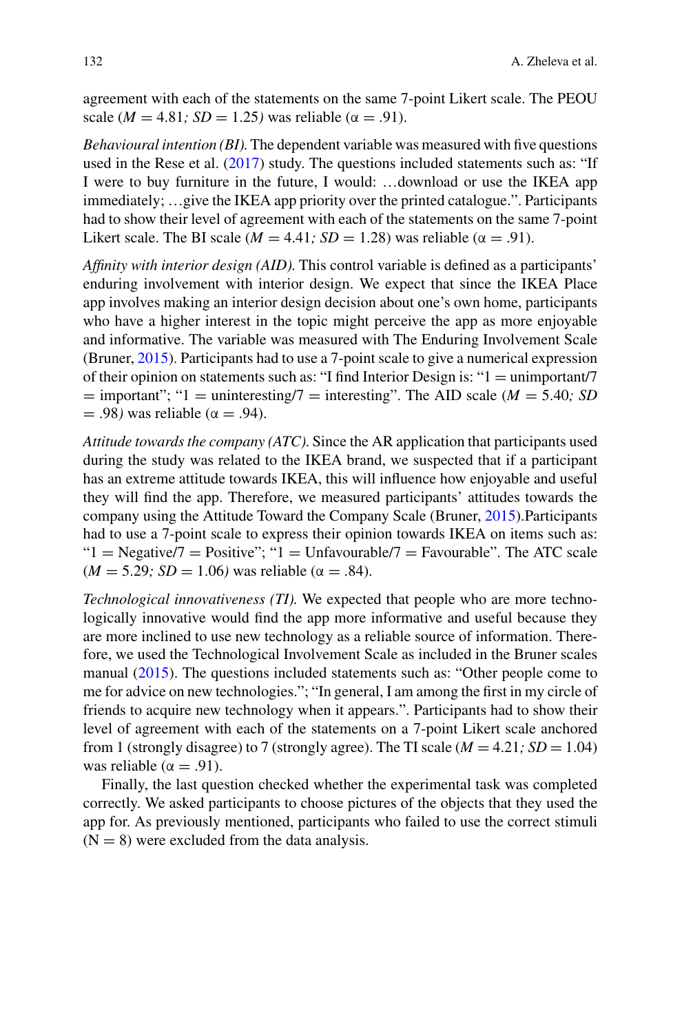agreement with each of the statements on the same 7-point Likert scale. The PEOU scale ($M = 4.81$; $SD = 1.25$) was reliable ($\alpha = .91$).

*Behavioural intention (BI).* The dependent variable was measured with five questions used in the Rese et al. (2017) study. The questions included statements such as: "If I were to buy furniture in the future, I would: …download or use the IKEA app immediately; …give the IKEA app priority over the printed catalogue.". Participants had to show their level of agreement with each of the statements on the same 7-point Likert scale. The BI scale ($M = 4.41$; $SD = 1.28$) was reliable ($\alpha = .91$).

*Affinity with interior design (AID).* This control variable is defined as a participants' enduring involvement with interior design. We expect that since the IKEA Place app involves making an interior design decision about one's own home, participants who have a higher interest in the topic might perceive the app as more enjoyable and informative. The variable was measured with The Enduring Involvement Scale (Bruner, 2015). Participants had to use a 7-point scale to give a numerical expression of their opinion on statements such as: "I find Interior Design is: "1 = unimportant/7 = important"; "1 = uninteresting/7 = interesting". The AID scale ($M = 5.40$; $SD = .98$) was reliable ($\alpha = .94$).

*Attitude towards the company (ATC).* Since the AR application that participants used during the study was related to the IKEA brand, we suspected that if a participant has an extreme attitude towards IKEA, this will influence how enjoyable and useful they will find the app. Therefore, we measured participants' attitudes towards the company using the Attitude Toward the Company Scale (Bruner, 2015).Participants had to use a 7-point scale to express their opinion towards IKEA on items such as: "1 = Negative/7 = Positive"; "1 = Unfavourable/7 = Favourable". The ATC scale ($M = 5.29$; $SD = 1.06$) was reliable ($\alpha = .84$).

*Technological innovativeness (TI).* We expected that people who are more technologically innovative would find the app more informative and useful because they are more inclined to use new technology as a reliable source of information. Therefore, we used the Technological Involvement Scale as included in the Bruner scales manual (2015). The questions included statements such as: "Other people come to me for advice on new technologies."; "In general, I am among the first in my circle of friends to acquire new technology when it appears.". Participants had to show their level of agreement with each of the statements on a 7-point Likert scale anchored from 1 (strongly disagree) to 7 (strongly agree). The TI scale ($M = 4.21$; $SD = 1.04$) was reliable ($\alpha = .91$).

Finally, the last question checked whether the experimental task was completed correctly. We asked participants to choose pictures of the objects that they used the app for. As previously mentioned, participants who failed to use the correct stimuli ($N = 8$) were excluded from the data analysis.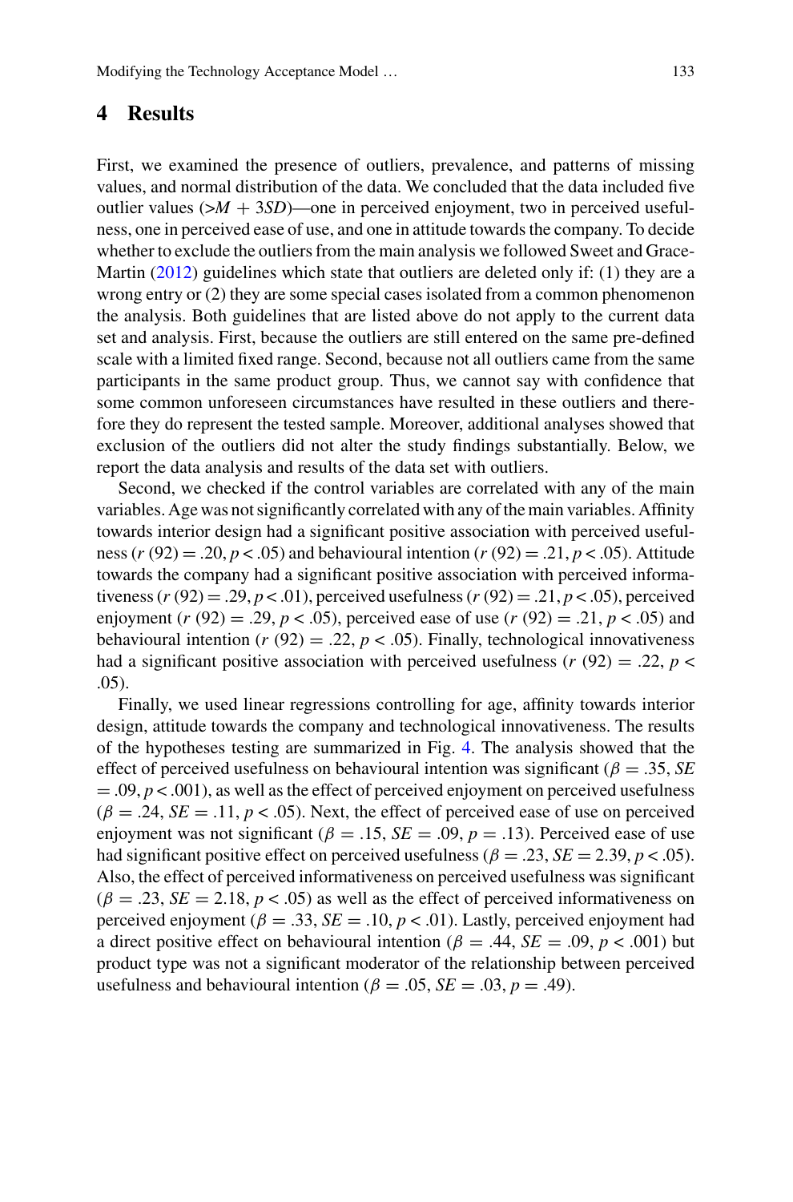## 4 Results

First, we examined the presence of outliers, prevalence, and patterns of missing values, and normal distribution of the data. We concluded that the data included five outlier values ($>M + 3SD$)—one in perceived enjoyment, two in perceived usefulness, one in perceived ease of use, and one in attitude towards the company. To decide whether to exclude the outliers from the main analysis we followed Sweet and Grace-Martin (2012) guidelines which state that outliers are deleted only if: (1) they are a wrong entry or (2) they are some special cases isolated from a common phenomenon the analysis. Both guidelines that are listed above do not apply to the current data set and analysis. First, because the outliers are still entered on the same pre-defined scale with a limited fixed range. Second, because not all outliers came from the same participants in the same product group. Thus, we cannot say with confidence that some common unforeseen circumstances have resulted in these outliers and therefore they do represent the tested sample. Moreover, additional analyses showed that exclusion of the outliers did not alter the study findings substantially. Below, we report the data analysis and results of the data set with outliers.

Second, we checked if the control variables are correlated with any of the main variables. Age was not significantly correlated with any of the main variables. Affinity towards interior design had a significant positive association with perceived usefulness ($r$ (92) = .20, $p < .05$) and behavioural intention ($r$ (92) = .21, $p < .05$). Attitude towards the company had a significant positive association with perceived informativeness ($r$ (92) = .29, $p < .01$), perceived usefulness ($r$ (92) = .21, $p < .05$), perceived enjoyment ($r$ (92) = .29, $p < .05$), perceived ease of use ($r$ (92) = .21, $p < .05$) and behavioural intention ($r$ (92) = .22, $p < .05$). Finally, technological innovativeness had a significant positive association with perceived usefulness ($r$ (92) = .22, $p < .05$).

Finally, we used linear regressions controlling for age, affinity towards interior design, attitude towards the company and technological innovativeness. The results of the hypotheses testing are summarized in Fig. 4. The analysis showed that the effect of perceived usefulness on behavioural intention was significant ($\beta = .35$, $SE = .09$, $p < .001$), as well as the effect of perceived enjoyment on perceived usefulness ($\beta = .24$, $SE = .11$, $p < .05$). Next, the effect of perceived ease of use on perceived enjoyment was not significant ($\beta = .15$, $SE = .09$, $p = .13$). Perceived ease of use had significant positive effect on perceived usefulness ($\beta = .23$, $SE = 2.39$, $p < .05$). Also, the effect of perceived informativeness on perceived usefulness was significant ($\beta = .23$, $SE = 2.18$, $p < .05$) as well as the effect of perceived informativeness on perceived enjoyment ($\beta = .33$, $SE = .10$, $p < .01$). Lastly, perceived enjoyment had a direct positive effect on behavioural intention ($\beta = .44$, $SE = .09$, $p < .001$) but product type was not a significant moderator of the relationship between perceived usefulness and behavioural intention ($\beta = .05$, $SE = .03$, $p = .49$).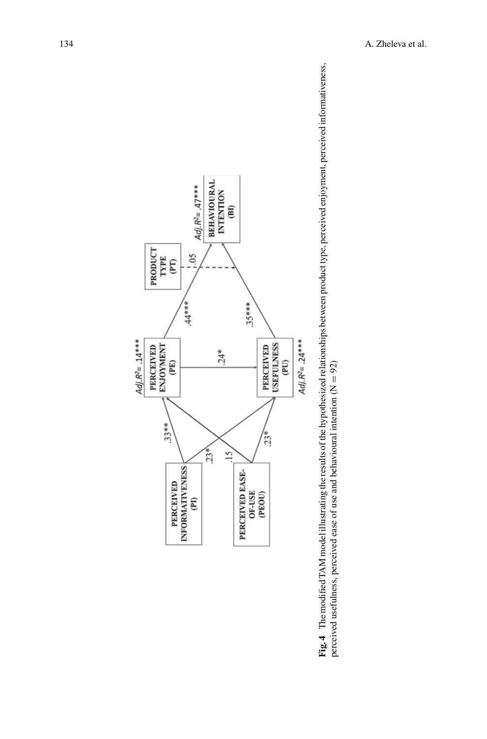**Fig. 4** The modified TAM model illustrating the results of the hypothesized relationships between product type, perceived enjoyment, perceived informativeness, perceived usefulness, perceived ease of use and behavioural intention (N = 92)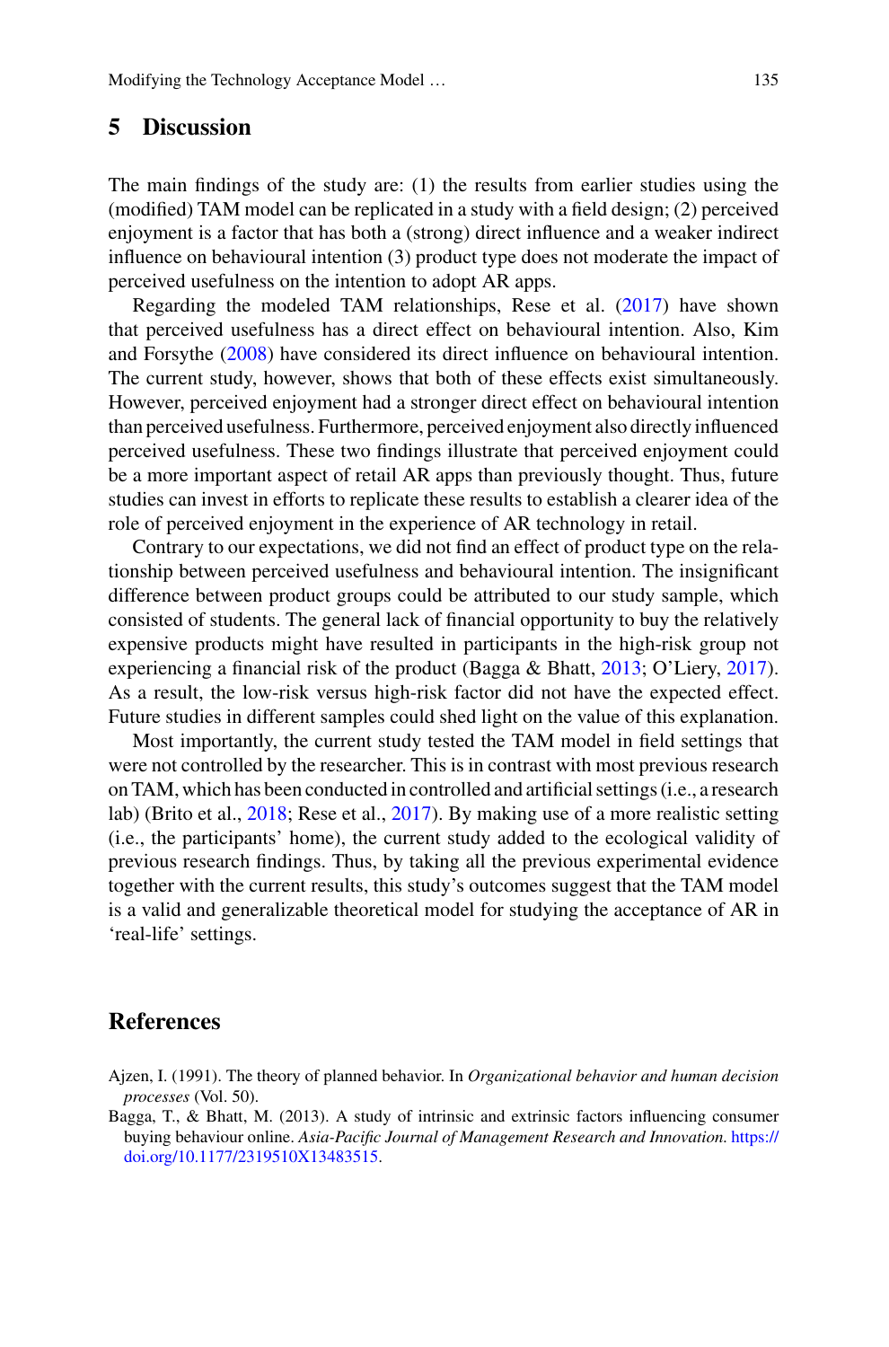## 5 Discussion

The main findings of the study are: (1) the results from earlier studies using the (modified) TAM model can be replicated in a study with a field design; (2) perceived enjoyment is a factor that has both a (strong) direct influence and a weaker indirect influence on behavioural intention (3) product type does not moderate the impact of perceived usefulness on the intention to adopt AR apps.

Regarding the modeled TAM relationships, Rese et al. (2017) have shown that perceived usefulness has a direct effect on behavioural intention. Also, Kim and Forsythe (2008) have considered its direct influence on behavioural intention. The current study, however, shows that both of these effects exist simultaneously. However, perceived enjoyment had a stronger direct effect on behavioural intention than perceived usefulness. Furthermore, perceived enjoyment also directly influenced perceived usefulness. These two findings illustrate that perceived enjoyment could be a more important aspect of retail AR apps than previously thought. Thus, future studies can invest in efforts to replicate these results to establish a clearer idea of the role of perceived enjoyment in the experience of AR technology in retail.

Contrary to our expectations, we did not find an effect of product type on the relationship between perceived usefulness and behavioural intention. The insignificant difference between product groups could be attributed to our study sample, which consisted of students. The general lack of financial opportunity to buy the relatively expensive products might have resulted in participants in the high-risk group not experiencing a financial risk of the product (Bagga & Bhatt, 2013; O'Liery, 2017). As a result, the low-risk versus high-risk factor did not have the expected effect. Future studies in different samples could shed light on the value of this explanation.

Most importantly, the current study tested the TAM model in field settings that were not controlled by the researcher. This is in contrast with most previous research on TAM, which has been conducted in controlled and artificial settings (i.e., a research lab) (Brito et al., 2018; Rese et al., 2017). By making use of a more realistic setting (i.e., the participants' home), the current study added to the ecological validity of previous research findings. Thus, by taking all the previous experimental evidence together with the current results, this study's outcomes suggest that the TAM model is a valid and generalizable theoretical model for studying the acceptance of AR in 'real-life' settings.

## References

Ajzen, I. (1991). The theory of planned behavior. In *Organizational behavior and human decision processes* (Vol. 50).

Bagga, T., & Bhatt, M. (2013). A study of intrinsic and extrinsic factors influencing consumer buying behaviour online. *Asia-Pacific Journal of Management Research and Innovation*. https://doi.org/10.1177/2319510X13483515.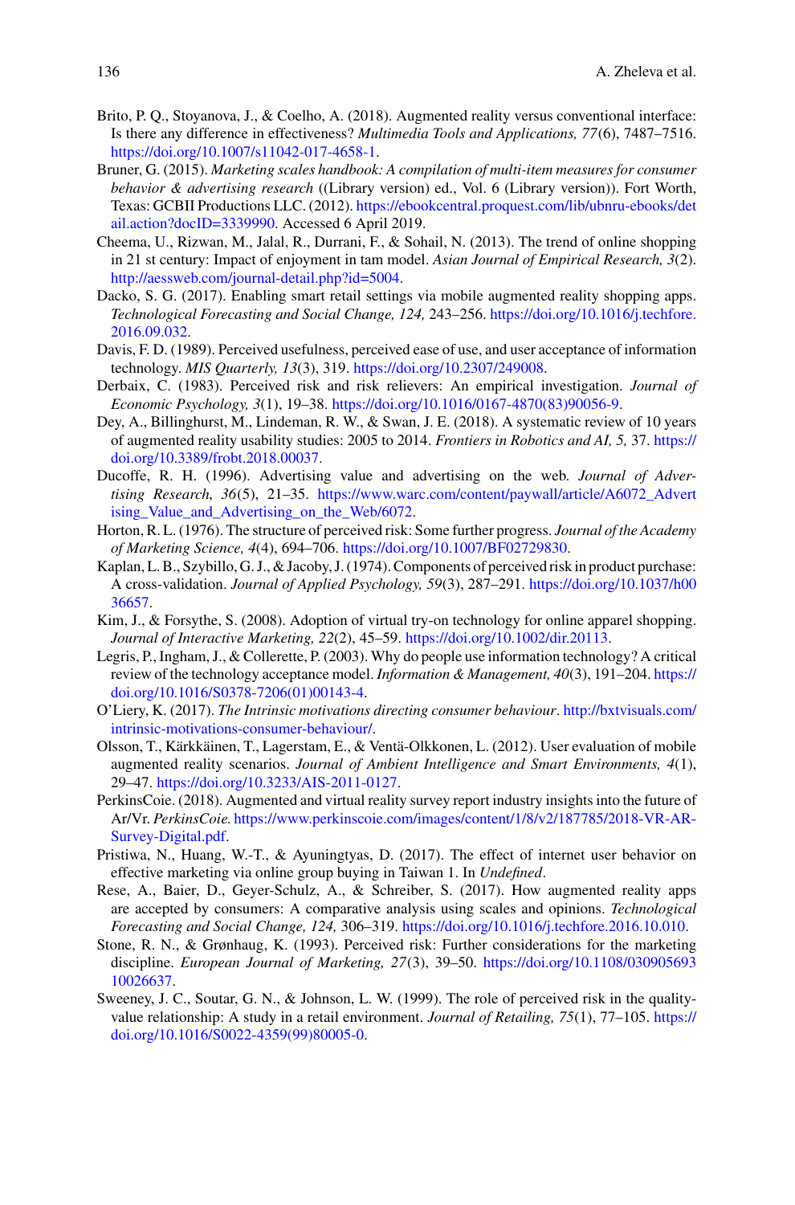Brito, P. Q., Stoyanova, J., & Coelho, A. (2018). Augmented reality versus conventional interface: Is there any difference in effectiveness? *Multimedia Tools and Applications, 77*(6), 7487–7516. https://doi.org/10.1007/s11042-017-4658-1.

Bruner, G. (2015). *Marketing scales handbook: A compilation of multi-item measures for consumer behavior & advertising research* ((Library version) ed., Vol. 6 (Library version)). Fort Worth, Texas: GCBII Productions LLC. (2012). https://ebookcentral.proquest.com/lib/ubnru-ebooks/detail.action?docID=3339990. Accessed 6 April 2019.

Cheema, U., Rizwan, M., Jalal, R., Durrani, F., & Sohail, N. (2013). The trend of online shopping in 21 st century: Impact of enjoyment in tam model. *Asian Journal of Empirical Research, 3*(2). http://aessweb.com/journal-detail.php?id=5004.

Dacko, S. G. (2017). Enabling smart retail settings via mobile augmented reality shopping apps. *Technological Forecasting and Social Change, 124,* 243–256. https://doi.org/10.1016/j.techfore.2016.09.032.

Davis, F. D. (1989). Perceived usefulness, perceived ease of use, and user acceptance of information technology. *MIS Quarterly, 13*(3), 319. https://doi.org/10.2307/249008.

Derbaix, C. (1983). Perceived risk and risk relievers: An empirical investigation. *Journal of Economic Psychology, 3*(1), 19–38. https://doi.org/10.1016/0167-4870(83)90056-9.

Dey, A., Billinghurst, M., Lindeman, R. W., & Swan, J. E. (2018). A systematic review of 10 years of augmented reality usability studies: 2005 to 2014. *Frontiers in Robotics and AI, 5,* 37. https://doi.org/10.3389/frobt.2018.00037.

Ducoffe, R. H. (1996). Advertising value and advertising on the web*. Journal of Advertising Research*, *36*(5), 21–35. https://www.warc.com/content/paywall/article/A6072_Advertising_Value_and_Advertising_on_the_Web/6072.

Horton, R. L. (1976). The structure of perceived risk: Some further progress. *Journal of the Academy of Marketing Science, 4*(4), 694–706. https://doi.org/10.1007/BF02729830.

Kaplan, L. B., Szybillo, G. J., & Jacoby, J. (1974). Components of perceived risk in product purchase: A cross-validation. *Journal of Applied Psychology, 59*(3), 287–291. https://doi.org/10.1037/h0036657.

Kim, J., & Forsythe, S. (2008). Adoption of virtual try-on technology for online apparel shopping. *Journal of Interactive Marketing, 22*(2), 45–59. https://doi.org/10.1002/dir.20113.

Legris, P., Ingham, J., & Collerette, P. (2003). Why do people use information technology? A critical review of the technology acceptance model. *Information & Management, 40*(3), 191–204. https://doi.org/10.1016/S0378-7206(01)00143-4.

O'Liery, K. (2017). *The Intrinsic motivations directing consumer behaviour*. http://bxtvisuals.com/intrinsic-motivations-consumer-behaviour/.

Olsson, T., Kärkkäinen, T., Lagerstam, E., & Ventä-Olkkonen, L. (2012). User evaluation of mobile augmented reality scenarios. *Journal of Ambient Intelligence and Smart Environments, 4*(1), 29–47. https://doi.org/10.3233/AIS-2011-0127.

PerkinsCoie. (2018). Augmented and virtual reality survey report industry insights into the future of Ar/Vr. *PerkinsCoie*. https://www.perkinscoie.com/images/content/1/8/v2/187785/2018-VR-AR-Survey-Digital.pdf.

Pristiwa, N., Huang, W.-T., & Ayuningtyas, D. (2017). The effect of internet user behavior on effective marketing via online group buying in Taiwan 1. In *Undefined*.

Rese, A., Baier, D., Geyer-Schulz, A., & Schreiber, S. (2017). How augmented reality apps are accepted by consumers: A comparative analysis using scales and opinions. *Technological Forecasting and Social Change, 124,* 306–319. https://doi.org/10.1016/j.techfore.2016.10.010.

Stone, R. N., & Grønhaug, K. (1993). Perceived risk: Further considerations for the marketing discipline. *European Journal of Marketing, 27*(3), 39–50. https://doi.org/10.1108/03090569310026637.

Sweeney, J. C., Soutar, G. N., & Johnson, L. W. (1999). The role of perceived risk in the quality-value relationship: A study in a retail environment. *Journal of Retailing, 75*(1), 77–105. https://doi.org/10.1016/S0022-4359(99)80005-0.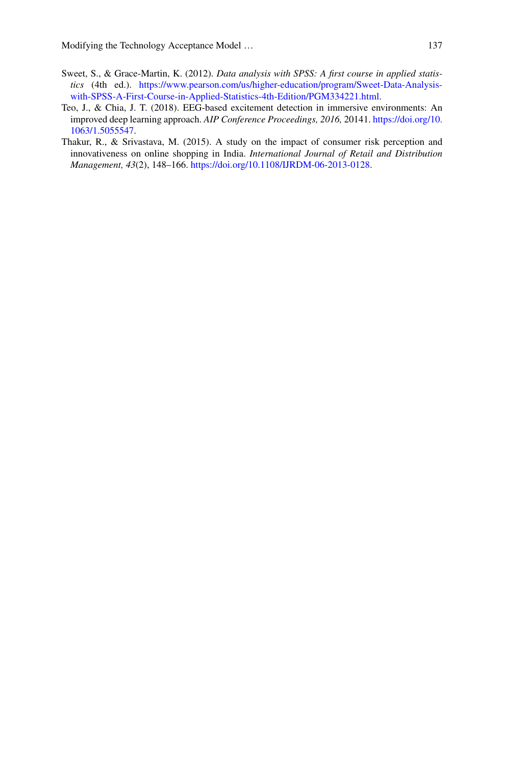Sweet, S., & Grace-Martin, K. (2012). *Data analysis with SPSS: A first course in applied statistics* (4th ed.). https://www.pearson.com/us/higher-education/program/Sweet-Data-Analysis-with-SPSS-A-First-Course-in-Applied-Statistics-4th-Edition/PGM334221.html.

Teo, J., & Chia, J. T. (2018). EEG-based excitement detection in immersive environments: An improved deep learning approach. *AIP Conference Proceedings, 2016,* 20141. https://doi.org/10.1063/1.5055547.

Thakur, R., & Srivastava, M. (2015). A study on the impact of consumer risk perception and innovativeness on online shopping in India. *International Journal of Retail and Distribution Management, 43*(2), 148–166. https://doi.org/10.1108/IJRDM-06-2013-0128.